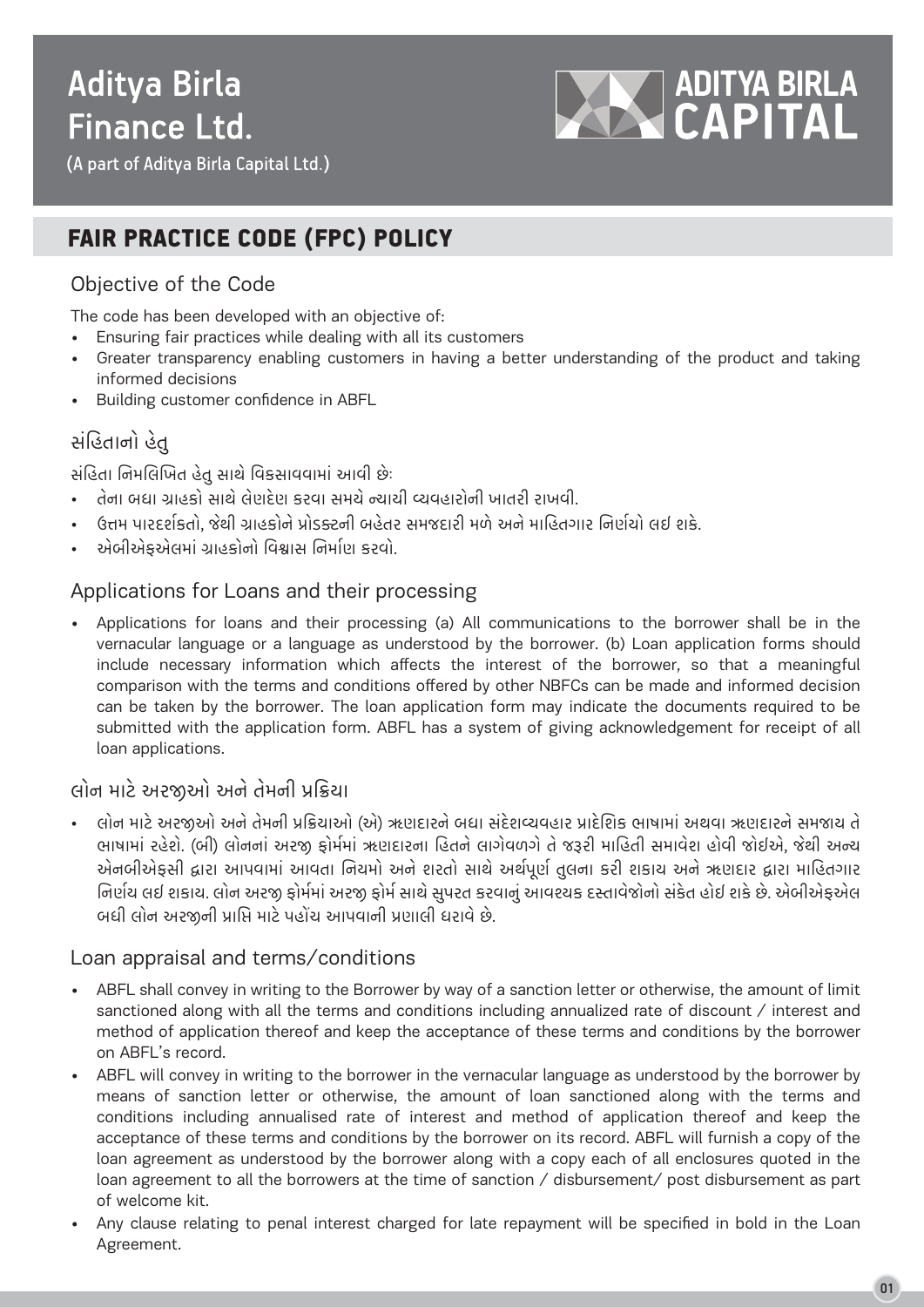# Aditya Birla Finance Ltd.

(A part of Aditya Birla Capital Ltd.)

ADITYA BIRLA CAPITAL

## FAIR PRACTICE CODE (FPC) POLICY

### Objective of the Code

The code has been developed with an objective of:

- Ensuring fair practices while dealing with all its customers
- Greater transparency enabling customers in having a better understanding of the product and taking informed decisions
- Building customer confidence in ABFL

### સંહિતાનો હેતુ

સંહિતા નિમલિખિત હેતુ સાથે વિકસાવવામાં આવી છેઃ

- તેના બધા ગ્રાહકો સાથે લેણદેણ કરવા સમયે ન્યાયી વ્યવહારોની ખાતરી રાખવી.
- ઉત્તમ પારદર્શકતો, જેથી ગ્રાહકોને પ્રોડક્ટની બહેતર સમજદારી મળે અને માહિતગાર નિર્ણયો લઇ શકે.
- એબીએફએલમાં ગ્રાહકોનો વિશ્વાસ નિર્માણ કરવો.

### Applications for Loans and their processing

- Applications for loans and their processing (a) All communications to the borrower shall be in the vernacular language or a language as understood by the borrower. (b) Loan application forms should include necessary information which affects the interest of the borrower, so that a meaningful comparison with the terms and conditions offered by other NBFCs can be made and informed decision can be taken by the borrower. The loan application form may indicate the documents required to be submitted with the application form. ABFL has a system of giving acknowledgement for receipt of all loan applications.

### લોન માટે અરજીઓ અને તેમની પ્રક્રિયા

- લોન માટે અરજીઓ અને તેમની પ્રક્રિયાઓ (એ) ઋણદારને બધા સંદેશવ્યવહાર પ્રાદેશિક ભાષામાં અથવા ઋણદારને સમજાય તે ભાષામાં રહેશે. (બી) લોનનાં અરજી ફોર્મમાં ઋણદારના હિતને લાગેવળગે તે જરૂરી માહિતી સમાવેશ હોવી જોઇએ, જેથી અન્ય એનબીએફસી દ્વારા આપવામાં આવતા નિયમો અને શરતો સાથે અર્થપૂર્ણ તુલના કરી શકાય અને ઋણદાર દ્વારા માહિતગાર નિર્ણય લઇ શકાય. લોન અરજી ફોર્મમાં અરજી ફોર્મ સાથે સુપરત કરવાનું આવશ્યક દસ્તાવેજોનો સંકેત હોઇ શકે છે. એબીએફએલ બધી લોન અરજીની પ્રાપ્તિ માટે પહોંચ આપવાની પ્રણાલી ધરાવે છે.

### Loan appraisal and terms/conditions

- ABFL shall convey in writing to the Borrower by way of a sanction letter or otherwise, the amount of limit sanctioned along with all the terms and conditions including annualized rate of discount / interest and method of application thereof and keep the acceptance of these terms and conditions by the borrower on ABFL's record.
- ABFL will convey in writing to the borrower in the vernacular language as understood by the borrower by means of sanction letter or otherwise, the amount of loan sanctioned along with the terms and conditions including annualised rate of interest and method of application thereof and keep the acceptance of these terms and conditions by the borrower on its record. ABFL will furnish a copy of the loan agreement as understood by the borrower along with a copy each of all enclosures quoted in the loan agreement to all the borrowers at the time of sanction / disbursement/ post disbursement as part of welcome kit.
- Any clause relating to penal interest charged for late repayment will be specified in bold in the Loan Agreement.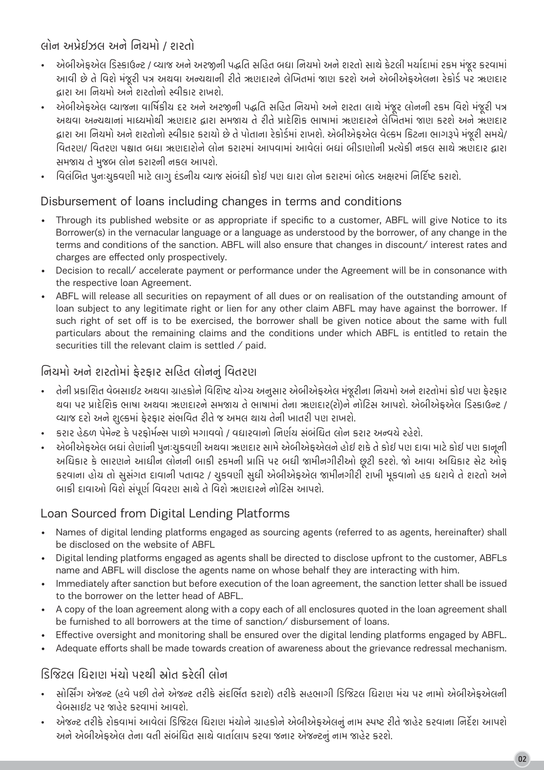## લોન અપ્રેઈઝલ અને નિયમો / શરતો

- એબીએફએલ ડિસ્કાઉન્ટ / વ્યાજ અને અરજીની પદ્ધતિ સહિત બધા નિયમો અને શરતો સાથે કેટલી મર્યાદામાં રકમ મંજૂર કરવામાં આવી છે તે વિશે મંજૂરી પત્ર અથવા અન્યથાની રીતે ઋણદારને લેખિતમાં જાણ કરશે અને એબીએફએલના રેકોર્ડ પર ઋણદાર દ્વારા આ નિયમો અને શરતોનો સ્વીકાર રાખશે.
- એબીએફએલ વ્યાજના વાર્ષિકીય દર અને અરજીની પદ્ધતિ સહિત નિયમો અને શરતા લાથે મંજૂર લોનની રકમ વિશે મંજૂરી પત્ર અથવા અન્યથાનાં માધ્યમોથી ઋણદાર દ્વારા સમજાય તે રીતે પ્રાદેશિક ભાષામાં ઋણદારને લેખિતમાં જાણ કરશે અને ઋણદાર દ્વારા આ નિયમો અને શરતોનો સ્વીકાર કરાયો છે તે પોતાના રેકોર્ડમાં રાખશે. એબીએફએલ વેલ્કમ કિટના ભાગરૂપે મંજૂરી સમયે/ વિતરણ/ વિતરણ પશ્ચાત બધા ઋણદારોને લોન કરારમાં આપવામાં આવેલાં બધાં બીડાણોની પ્રત્યેકી નકલ સાથે ઋણદાર દ્વારા સમજાય તે મુજબ લોન કરારની નકલ આપશે.
- વિલંબિત પુનઃચુકવણી માટે લાગુ દંડનીય વ્યાજ સંબંધી કોઈ પણ ધારા લોન કરારમાં બોલ્ડ અક્ષરમાં નિર્દિષ્ટ કરાશે.

## Disbursement of loans including changes in terms and conditions

- Through its published website or as appropriate if specific to a customer, ABFL will give Notice to its Borrower(s) in the vernacular language or a language as understood by the borrower, of any change in the terms and conditions of the sanction. ABFL will also ensure that changes in discount/ interest rates and charges are effected only prospectively.
- Decision to recall/ accelerate payment or performance under the Agreement will be in consonance with the respective loan Agreement.
- ABFL will release all securities on repayment of all dues or on realisation of the outstanding amount of loan subject to any legitimate right or lien for any other claim ABFL may have against the borrower. If such right of set off is to be exercised, the borrower shall be given notice about the same with full particulars about the remaining claims and the conditions under which ABFL is entitled to retain the securities till the relevant claim is settled / paid.

## નિયમો અને શરતોમાં ફેરફાર સહિત લોનનું વિતરણ

- તેની પ્રકાશિત વેબસાઈટ અથવા ગ્રાહકોને વિશિષ્ટ યોગ્ય અનુસાર એબીએફએલ મંજૂરીના નિયમો અને શરતોમાં કોઈ પણ ફેરફાર થવા પર પ્રાદેશિક ભાષા અથવા ઋણદારને સમજાય તે ભાષામાં તેના ઋણદાર(રો)ને નોટિસ આપશે. એબીએફએલ ડિસ્કાઉન્ટ / વ્યાજ દરો અને શુલ્કમાં ફેરફાર સંભવિત રીતે જ અમલ થાય તેની ખાતરી પણ રાખશે.
- કરાર હેઠળ પેમેન્ટ કે પરફોર્મન્સ પાછો મગાવવો / વધારવાનો નિર્ણય સંબંધિત લોન કરાર અન્વયે રહેશે.
- એબીએફએલ બધાં લેણાંની પુનઃચુકવણી અથવા ઋણદાર સામે એબીએફએલને હોઈ શકે તે કોઈ પણ દાવા માટે કોઈ પણ કાનૂની અધિકાર કે ભારણને આધીન લોનની બાકી રકમની પ્રાપ્તિ પર બધી જામીનગીરીઓ છૂટી કરશે. જો આવા અધિકાર સેટ ઓફ કરવાના હોય તો સુસંગત દાવાની પતાવટ / ચુકવણી સુધી એબીએફએલ જામીનગીરી રાખી મૂકવાનો હક ધરાવે તે શરતો અને બાકી દાવાઓ વિશે સંપૂર્ણ વિવરણ સાથે તે વિશે ઋણદારને નોટિસ આપશે.

## Loan Sourced from Digital Lending Platforms

- Names of digital lending platforms engaged as sourcing agents (referred to as agents, hereinafter) shall be disclosed on the website of ABFL
- Digital lending platforms engaged as agents shall be directed to disclose upfront to the customer, ABFLs name and ABFL will disclose the agents name on whose behalf they are interacting with him.
- Immediately after sanction but before execution of the loan agreement, the sanction letter shall be issued to the borrower on the letter head of ABFL.
- A copy of the loan agreement along with a copy each of all enclosures quoted in the loan agreement shall be furnished to all borrowers at the time of sanction/ disbursement of loans.
- Effective oversight and monitoring shall be ensured over the digital lending platforms engaged by ABFL.
- Adequate efforts shall be made towards creation of awareness about the grievance redressal mechanism.

## ડિજિટલ ધિરાણ મંચો પરથી સ્રોત કરેલી લોન

- સોર્સિંગ એજન્ટ (હવે પછી તેને એજન્ટ તરીકે સંદર્ભિત કરાશે) તરીકે સહભાગી ડિજિટલ ધિરાણ મંચ પર નામો એબીએફએલની વેબસાઈટ પર જાહેર કરવામાં આવશે.
- એજન્ટ તરીકે રોકવામાં આવેલાં ડિજિટલ ધિરાણ મંચોને ગ્રાહકોને એબીએફએલનું નામ સ્પષ્ટ રીતે જાહેર કરવાના નિર્દેશ આપશે અને એબીએફએલ તેના વતી સંબંધિત સાથે વાર્તાલાપ કરવા જનાર એજન્ટનું નામ જાહેર કરશે.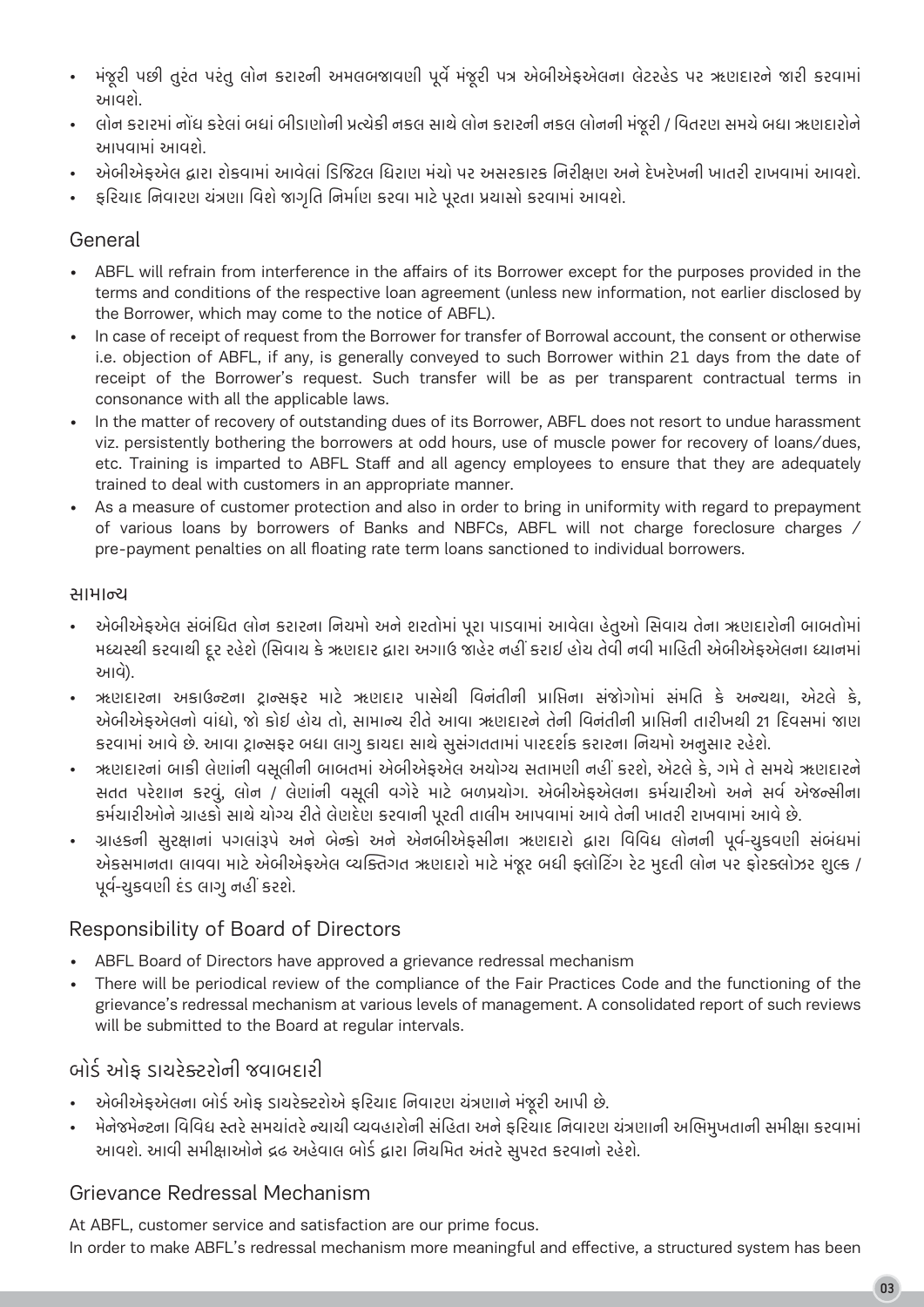- મંજૂરી પછી તુરંત પરંતુ લોન કરારની અમલબજાવણી પૂર્વે મંજૂરી પત્ર એબીએફએલના લેટરહેડ પર ઋણદારને જારી કરવામાં આવશે.
- લોન કરારમાં નોંધ કરેલાં બધાં બીડાણોની પ્રત્યેકી નકલ સાથે લોન કરારની નકલ લોનની મંજૂરી / વિતરણ સમયે બધા ઋણદારોને આપવામાં આવશે.
- એબીએફએલ દ્વારા રોકવામાં આવેલાં ડિજિટલ ધિરાણ મંચો પર અસરકારક નિરીક્ષણ અને દેખરેખની ખાતરી રાખવામાં આવશે.
- ફરિયાદ નિવારણ યંત્રણા વિશે જાગૃતિ નિર્માણ કરવા માટે પૂરતા પ્રયાસો કરવામાં આવશે.

## General

- ABFL will refrain from interference in the affairs of its Borrower except for the purposes provided in the terms and conditions of the respective loan agreement (unless new information, not earlier disclosed by the Borrower, which may come to the notice of ABFL).
- In case of receipt of request from the Borrower for transfer of Borrowal account, the consent or otherwise i.e. objection of ABFL, if any, is generally conveyed to such Borrower within 21 days from the date of receipt of the Borrower's request. Such transfer will be as per transparent contractual terms in consonance with all the applicable laws.
- In the matter of recovery of outstanding dues of its Borrower, ABFL does not resort to undue harassment viz. persistently bothering the borrowers at odd hours, use of muscle power for recovery of loans/dues, etc. Training is imparted to ABFL Staff and all agency employees to ensure that they are adequately trained to deal with customers in an appropriate manner.
- As a measure of customer protection and also in order to bring in uniformity with regard to prepayment of various loans by borrowers of Banks and NBFCs, ABFL will not charge foreclosure charges / pre-payment penalties on all floating rate term loans sanctioned to individual borrowers.

### સામાન્ય

- એબીએફએલ સંબંધિત લોન કરારના નિયમો અને શરતોમાં પૂરા પાડવામાં આવેલા હેતુઓ સિવાય તેના ઋણદારોની બાબતોમાં મધ્યસ્થી કરવાથી દૂર રહેશે (સિવાય કે ઋણદાર દ્વારા અગાઉ જાહેર નહીં કરાઈ હોય તેવી નવી માહિતી એબીએફએલના ધ્યાનમાં આવે).
- ઋણદારના અકાઉન્ટના ટ્રાન્સફર માટે ઋણદાર પાસેથી વિનંતીની પ્રાપ્તિના સંજોગોમાં સંમતિ કે અન્યથા, એટલે કે, એબીએફએલનો વાંધો, જો કોઈ હોય તો, સામાન્ય રીતે આવા ઋણદારને તેની વિનંતીની પ્રાપ્તિની તારીખથી 21 દિવસમાં જાણ કરવામાં આવે છે. આવા ટ્રાન્સફર બધા લાગુ કાયદા સાથે સુસંગતતામાં પારદર્શક કરારના નિયમો અનુસાર રહેશે.
- ઋણદારનાં બાકી લેણાંની વસૂલીની બાબતમાં એબીએફએલ અયોગ્ય સતામણી નહીં કરશે, એટલે કે, ગમે તે સમયે ઋણદારને સતત પરેશાન કરવું, લોન / લેણાંની વસૂલી વગેરે માટે બળપ્રયોગ. એબીએફએલના કર્મચારીઓ અને સર્વ એજન્સીના કર્મચારીઓને ગ્રાહકો સાથે યોગ્ય રીતે લેણદેણ કરવાની પૂરતી તાલીમ આપવામાં આવે તેની ખાતરી રાખવામાં આવે છે.
- ગ્રાહકની સુરક્ષાનાં પગલાંરૂપે અને બેન્કો અને એનબીએફસીના ઋણદારો દ્વારા વિવિધ લોનની પૂર્વ-ચુકવણી સંબંધમાં એકસમાનતા લાવવા માટે એબીએફએલ વ્યક્તિગત ઋણદારો માટે મંજૂર બધી ફ્લોટિંગ રેટ મુદતી લોન પર ફોરક્લોઝર શુલ્ક / પૂર્વ-ચુકવણી દંડ લાગુ નહીં કરશે.

## Responsibility of Board of Directors

- ABFL Board of Directors have approved a grievance redressal mechanism
- There will be periodical review of the compliance of the Fair Practices Code and the functioning of the grievance's redressal mechanism at various levels of management. A consolidated report of such reviews will be submitted to the Board at regular intervals.

## બોર્ડ ઓફ ડાયરેક્ટરોની જવાબદારી

- એબીએફએલના બોર્ડ ઓફ ડાયરેક્ટરોએ ફરિયાદ નિવારણ યંત્રણાને મંજૂરી આપી છે.
- મેનેજમેન્ટના વિવિધ સ્તરે સમયાંતરે ન્યાયી વ્યવહારોની સંહિતા અને ફરિયાદ નિવારણ યંત્રણાની અભિમુખતાની સમીક્ષા કરવામાં આવશે. આવી સમીક્ષાઓને દ્રઢ અહેવાલ બોર્ડ દ્વારા નિયમિત અંતરે સુપરત કરવાનો રહેશે.

## Grievance Redressal Mechanism

At ABFL, customer service and satisfaction are our prime focus.

In order to make ABFL's redressal mechanism more meaningful and effective, a structured system has been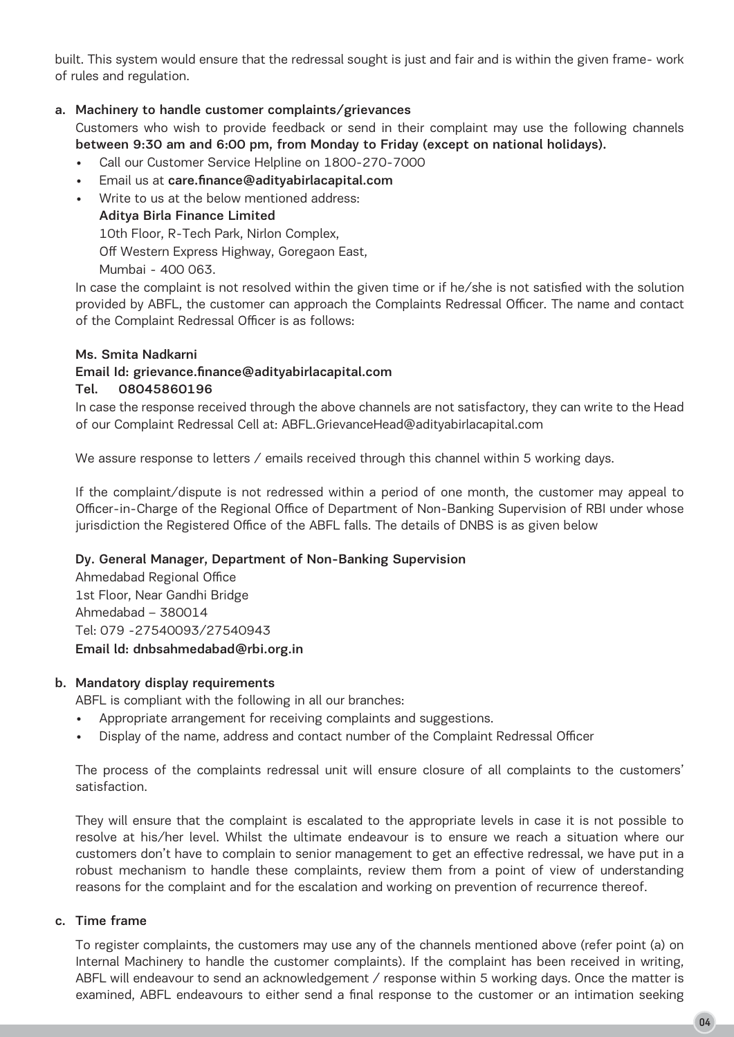built. This system would ensure that the redressal sought is just and fair and is within the given frame- work of rules and regulation.

**a. Machinery to handle customer complaints/grievances**

Customers who wish to provide feedback or send in their complaint may use the following channels **between 9:30 am and 6:00 pm, from Monday to Friday (except on national holidays).**

- Call our Customer Service Helpline on 1800-270-7000
- Email us at **care.finance@adityabirlacapital.com**
- Write to us at the below mentioned address:
  **Aditya Birla Finance Limited**
  10th Floor, R-Tech Park, Nirlon Complex,
  Off Western Express Highway, Goregaon East,
  Mumbai - 400 063.

In case the complaint is not resolved within the given time or if he/she is not satisfied with the solution provided by ABFL, the customer can approach the Complaints Redressal Officer. The name and contact of the Complaint Redressal Officer is as follows:

**Ms. Smita Nadkarni**
**Email Id: grievance.finance@adityabirlacapital.com**
**Tel. 08045860196**

In case the response received through the above channels are not satisfactory, they can write to the Head of our Complaint Redressal Cell at: ABFL.GrievanceHead@adityabirlacapital.com

We assure response to letters / emails received through this channel within 5 working days.

If the complaint/dispute is not redressed within a period of one month, the customer may appeal to Officer-in-Charge of the Regional Office of Department of Non-Banking Supervision of RBI under whose jurisdiction the Registered Office of the ABFL falls. The details of DNBS is as given below

**Dy. General Manager, Department of Non-Banking Supervision**
Ahmedabad Regional Office
1st Floor, Near Gandhi Bridge
Ahmedabad – 380014
Tel: 079 -27540093/27540943
**Email ld: dnbsahmedabad@rbi.org.in**

**b. Mandatory display requirements**

ABFL is compliant with the following in all our branches:

- Appropriate arrangement for receiving complaints and suggestions.
- Display of the name, address and contact number of the Complaint Redressal Officer

The process of the complaints redressal unit will ensure closure of all complaints to the customers' satisfaction.

They will ensure that the complaint is escalated to the appropriate levels in case it is not possible to resolve at his/her level. Whilst the ultimate endeavour is to ensure we reach a situation where our customers don't have to complain to senior management to get an effective redressal, we have put in a robust mechanism to handle these complaints, review them from a point of view of understanding reasons for the complaint and for the escalation and working on prevention of recurrence thereof.

**c. Time frame**

To register complaints, the customers may use any of the channels mentioned above (refer point (a) on Internal Machinery to handle the customer complaints). If the complaint has been received in writing, ABFL will endeavour to send an acknowledgement / response within 5 working days. Once the matter is examined, ABFL endeavours to either send a final response to the customer or an intimation seeking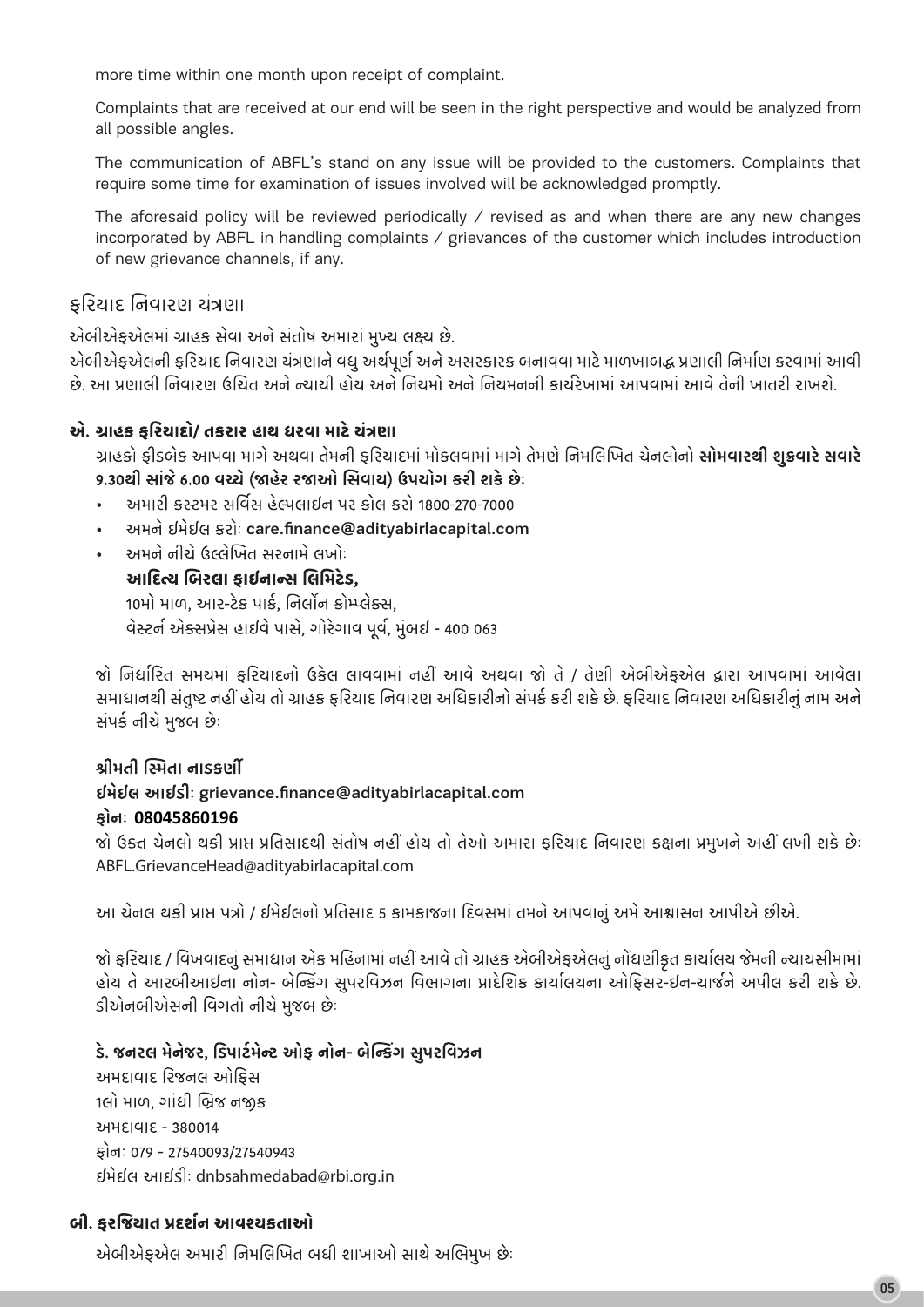more time within one month upon receipt of complaint.

Complaints that are received at our end will be seen in the right perspective and would be analyzed from all possible angles.

The communication of ABFL's stand on any issue will be provided to the customers. Complaints that require some time for examination of issues involved will be acknowledged promptly.

The aforesaid policy will be reviewed periodically / revised as and when there are any new changes incorporated by ABFL in handling complaints / grievances of the customer which includes introduction of new grievance channels, if any.

## ફરિયાદ નિવારણ યંત્રણા

એબીએફએલમાં ગ્રાહક સેવા અને સંતોષ અમારાં મુખ્ય લક્ષ્ય છે.
એબીએફએલની ફરિયાદ નિવારણ યંત્રણાને વધુ અર્થપૂર્ણ અને અસરકારક બનાવવા માટે માળખાબદ્ધ પ્રણાલી નિર્માણ કરવામાં આવી છે. આ પ્રણાલી નિવારણ ઉચિત અને ન્યાયી હોય અને નિયમો અને નિયમનની કાર્યરેખામાં આપવામાં આવે તેની ખાતરી રાખશે.

### એ. ગ્રાહક ફરિયાદો/ તકરાર હાથ ધરવા માટે યંત્રણા

ગ્રાહકો ફીડબેક આપવા માગે અથવા તેમની ફરિયાદમાં મોકલવામાં માગે તેમણે નિમ્નલિખિત ચેનલોનો **સોમવારથી શુક્રવારે સવારે 9.30થી સાંજે 6.00 વચ્ચે (જાહેર રજાઓ સિવાય) ઉપયોગ કરી શકે છેઃ**

- અમારી કસ્ટમર સર્વિસ હેલ્પલાઈન પર કોલ કરો 1800-270-7000
- અમને ઈમેઈલ કરોઃ **care.finance@adityabirlacapital.com**
- અમને નીચે ઉલ્લેખિત સરનામે લખોઃ

  **આદિત્ય બિરલા ફાઈનાન્સ લિમિટેડ,**
  10મો માળ, આર-ટેક પાર્ક, નિર્લોન કોમ્પ્લેક્સ,
  વેસ્ટર્ન એક્સપ્રેસ હાઈવે પાસે, ગોરેગાવ પૂર્વ, મુંબઈ - 400 063

જો નિર્ધારિત સમયમાં ફરિયાદનો ઉકેલ લાવવામાં નહીં આવે અથવા જો તે / તેણી એબીએફએલ દ્વારા આપવામાં આવેલા સમાધાનથી સંતુષ્ટ નહીં હોય તો ગ્રાહક ફરિયાદ નિવારણ અધિકારીનો સંપર્ક કરી શકે છે. ફરિયાદ નિવારણ અધિકારીનું નામ અને સંપર્ક નીચે મુજબ છેઃ

**શ્રીમતી સ્મિતા નાડકર્ણી**
**ઈમેઈલ આઈડીઃ grievance.finance@adityabirlacapital.com**
**ફોનઃ 08045860196**

જો ઉક્ત ચેનલો થકી પ્રાપ્ત પ્રતિસાદથી સંતોષ નહીં હોય તો તેઓ અમારા ફરિયાદ નિવારણ કક્ષના પ્રમુખને અહીં લખી શકે છેઃ ABFL.GrievanceHead@adityabirlacapital.com

આ ચેનલ થકી પ્રાપ્ત પત્રો / ઈમેઈલનો પ્રતિસાદ 5 કામકાજના દિવસમાં તમને આપવાનું અમે આશ્વાસન આપીએ છીએ.

જો ફરિયાદ / વિખવાદનું સમાધાન એક મહિનામાં નહીં આવે તો ગ્રાહક એબીએફએલનું નોંધણીકૃત કાર્યાલય જેમની ન્યાયસીમામાં હોય તે આરબીઆઈના નોન- બેન્કિંગ સુપરવિઝન વિભાગના પ્રાદેશિક કાર્યાલયના ઓફિસર-ઈન-ચાર્જને અપીલ કરી શકે છે. ડીએનબીએસની વિગતો નીચે મુજબ છેઃ

**ડે. જનરલ મેનેજર, ડિપાર્ટમેન્ટ ઓફ નોન- બેન્કિંગ સુપરવિઝન**
અમદાવાદ રિજનલ ઓફિસ
1લો માળ, ગાંધી બ્રિજ નજીક
અમદાવાદ - 380014
ફોનઃ 079 - 27540093/27540943
ઈમેઈલ આઈડીઃ dnbsahmedabad@rbi.org.in

### બી. ફરજિયાત પ્રદર્શન આવશ્યકતાઓ

એબીએફએલ અમારી નિમ્નલિખિત બધી શાખાઓ સાથે અભિમુખ છેઃ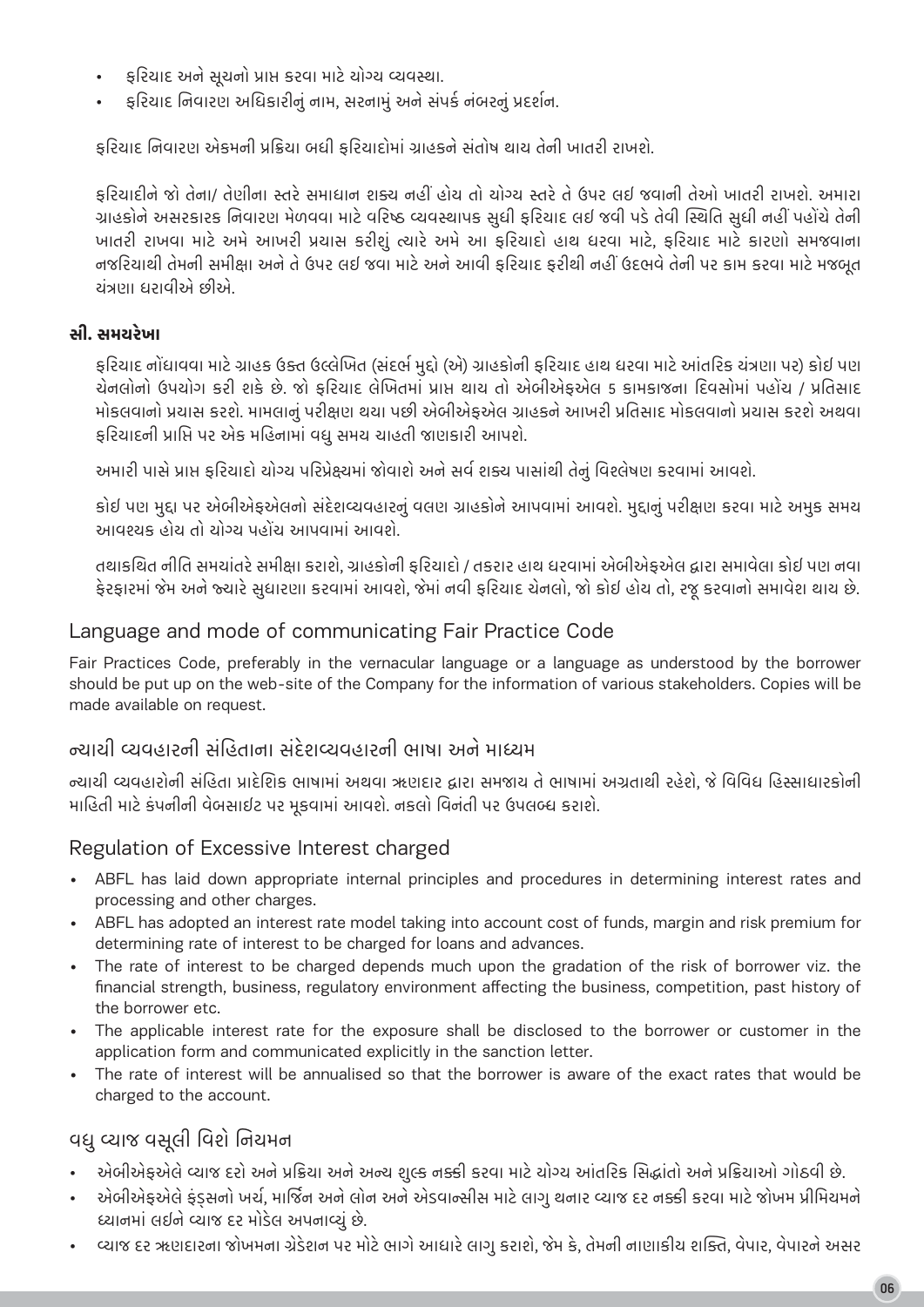- ફરિયાદ અને સૂચનો પ્રાપ્ત કરવા માટે યોગ્ય વ્યવસ્થા.
- ફરિયાદ નિવારણ અધિકારીનું નામ, સરનામું અને સંપર્ક નંબરનું પ્રદર્શન.

ફરિયાદ નિવારણ એકમની પ્રક્રિયા બધી ફરિયાદોમાં ગ્રાહકને સંતોષ થાય તેની ખાતરી રાખશે.

ફરિયાદીને જો તેના/ તેણીના સ્તરે સમાધાન શક્ય નહીં હોય તો યોગ્ય સ્તરે તે ઉપર લઇ જવાની તેઓ ખાતરી રાખશે. અમારા ગ્રાહકોને અસરકારક નિવારણ મેળવવા માટે વરિષ્ઠ વ્યવસ્થાપક સુધી ફરિયાદ લઇ જવી પડે તેવી સ્થિતિ સુધી નહીં પહોંચે તેની ખાતરી રાખવા માટે અમે આખરી પ્રયાસ કરીશું ત્યારે અમે આ ફરિયાદો હાથ ધરવા માટે, ફરિયાદ માટે કારણો સમજવાના નજરિયાથી તેમની સમીક્ષા અને તે ઉપર લઇ જવા માટે અને આવી ફરિયાદ ફરીથી નહીં ઉદભવે તેની પર કામ કરવા માટે મજબૂત યંત્રણા ધરાવીએ છીએ.

**સી. સમયરેખા**

ફરિયાદ નોંધાવવા માટે ગ્રાહક ઉક્ત ઉલ્લેખિત (સંદર્ભ મુદ્દો (એ) ગ્રાહકોની ફરિયાદ હાથ ધરવા માટે આંતરિક યંત્રણા પર) કોઇ પણ ચેનલોનો ઉપયોગ કરી શકે છે. જો ફરિયાદ લેખિતમાં પ્રાપ્ત થાય તો એબીએફએલ 5 કામકાજના દિવસોમાં પહોંચ / પ્રતિસાદ મોકલવાનો પ્રયાસ કરશે. મામલાનું પરીક્ષણ થયા પછી એબીએફએલ ગ્રાહકને આખરી પ્રતિસાદ મોકલવાનો પ્રયાસ કરશે અથવા ફરિયાદની પ્રાપ્તિ પર એક મહિનામાં વધુ સમય ચાહતી જાણકારી આપશે.

અમારી પાસે પ્રાપ્ત ફરિયાદો યોગ્ય પરિપ્રેક્ષ્યમાં જોવાશે અને સર્વ શક્ય પાસાંથી તેનું વિશ્લેષણ કરવામાં આવશે.

કોઇ પણ મુદ્દા પર એબીએફએલનો સંદેશવ્યવહારનું વલણ ગ્રાહકોને આપવામાં આવશે. મુદ્દાનું પરીક્ષણ કરવા માટે અમુક સમય આવશ્યક હોય તો યોગ્ય પહોંચ આપવામાં આવશે.

તથાકથિત નીતિ સમયાંતરે સમીક્ષા કરાશે, ગ્રાહકોની ફરિયાદો / તકરાર હાથ ધરવામાં એબીએફએલ દ્વારા સમાવેલા કોઇ પણ નવા ફેરફારમાં જેમ અને જ્યારે સુધારણા કરવામાં આવશે, જેમાં નવી ફરિયાદ ચેનલો, જો કોઇ હોય તો, રજૂ કરવાનો સમાવેશ થાય છે.

## Language and mode of communicating Fair Practice Code

Fair Practices Code, preferably in the vernacular language or a language as understood by the borrower should be put up on the web-site of the Company for the information of various stakeholders. Copies will be made available on request.

## ન્યાયી વ્યવહારની સંહિતાના સંદેશવ્યવહારની ભાષા અને માધ્યમ

ન્યાયી વ્યવહારોની સંહિતા પ્રાદેશિક ભાષામાં અથવા ઋણદાર દ્વારા સમજાય તે ભાષામાં અગ્રતાથી રહેશે, જે વિવિધ હિસ્સાધારકોની માહિતી માટે કંપનીની વેબસાઇટ પર મૂકવામાં આવશે. નકલો વિનંતી પર ઉપલબ્ધ કરાશે.

## Regulation of Excessive Interest charged

- ABFL has laid down appropriate internal principles and procedures in determining interest rates and processing and other charges.
- ABFL has adopted an interest rate model taking into account cost of funds, margin and risk premium for determining rate of interest to be charged for loans and advances.
- The rate of interest to be charged depends much upon the gradation of the risk of borrower viz. the financial strength, business, regulatory environment affecting the business, competition, past history of the borrower etc.
- The applicable interest rate for the exposure shall be disclosed to the borrower or customer in the application form and communicated explicitly in the sanction letter.
- The rate of interest will be annualised so that the borrower is aware of the exact rates that would be charged to the account.

## વધુ વ્યાજ વસૂલી વિશે નિયમન

- એબીએફએલે વ્યાજ દરો અને પ્રક્રિયા અને અન્ય શુલ્ક નક્કી કરવા માટે યોગ્ય આંતરિક સિદ્ધાંતો અને પ્રક્રિયાઓ ગોઠવી છે.
- એબીએફએલે ફંડ્સનો ખર્ચ, માર્જિન અને લોન અને એડવાન્સીસ માટે લાગુ થનાર વ્યાજ દર નક્કી કરવા માટે જોખમ પ્રીમિયમને ધ્યાનમાં લઈને વ્યાજ દર મોડેલ અપનાવ્યું છે.
- વ્યાજ દર ઋણદારના જોખમના ગ્રેડેશન પર મોટે ભાગે આધારે લાગુ કરાશે, જેમ કે, તેમની નાણાકીય શક્તિ, વેપાર, વેપારને અસર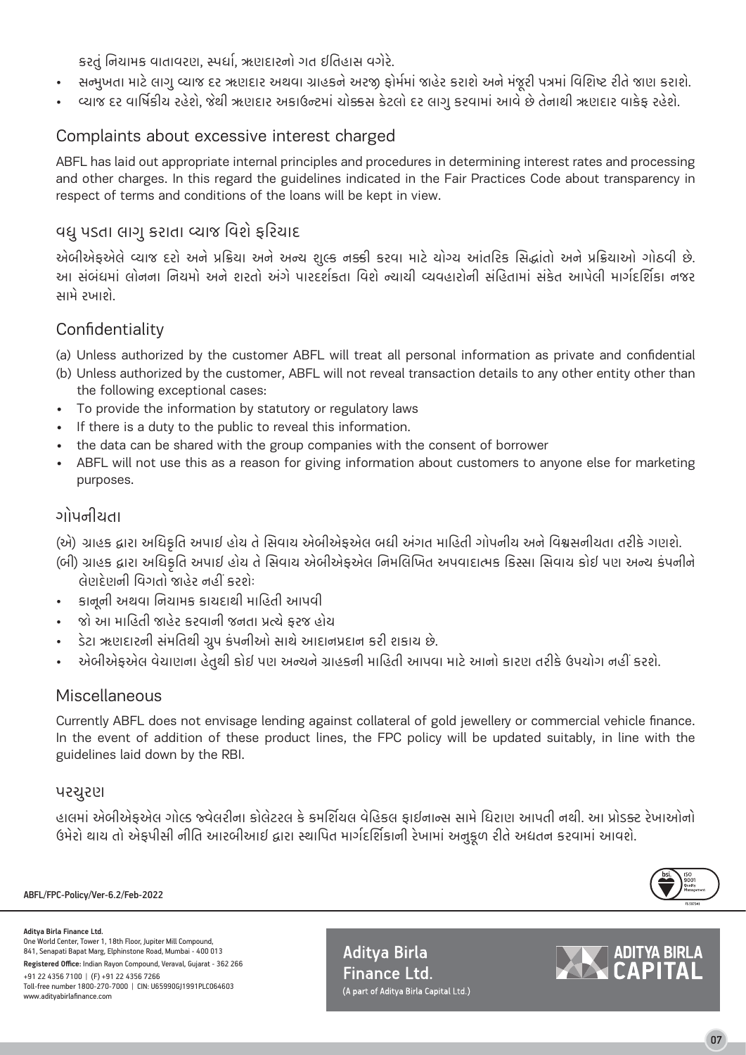કરતું નિયામક વાતાવરણ, સ્પર્ધા, ઋણદારનો ગત ઈતિહાસ વગેરે.

- સન્મુખતા માટે લાગુ વ્યાજ દર ઋણદાર અથવા ગ્રાહકને અરજી ફોર્મમાં જાહેર કરાશે અને મંજૂરી પત્રમાં વિશિષ્ટ રીતે જાણ કરાશે.
- વ્યાજ દર વાર્ષિકીય રહેશે, જેથી ઋણદાર અકાઉન્ટમાં ચોક્કસ કેટલો દર લાગુ કરવામાં આવે છે તેનાથી ઋણદાર વાકેફ રહેશે.

## Complaints about excessive interest charged

ABFL has laid out appropriate internal principles and procedures in determining interest rates and processing and other charges. In this regard the guidelines indicated in the Fair Practices Code about transparency in respect of terms and conditions of the loans will be kept in view.

## વધુ પડતા લાગુ કરાતા વ્યાજ વિશે ફરિયાદ

એબીએફએલે વ્યાજ દરો અને પ્રક્રિયા અને અન્ય શુલ્ક નક્કી કરવા માટે યોગ્ય આંતરિક સિદ્ધાંતો અને પ્રક્રિયાઓ ગોઠવી છે. આ સંબંધમાં લોનના નિયમો અને શરતો અંગે પારદર્શકતા વિશે ન્યાયી વ્યવહારોની સંહિતામાં સંકેત આપેલી માર્ગદર્શિકા નજર સામે રખાશે.

## Confidentiality

(a) Unless authorized by the customer ABFL will treat all personal information as private and confidential

(b) Unless authorized by the customer, ABFL will not reveal transaction details to any other entity other than the following exceptional cases:

- To provide the information by statutory or regulatory laws
- If there is a duty to the public to reveal this information.
- the data can be shared with the group companies with the consent of borrower
- ABFL will not use this as a reason for giving information about customers to anyone else for marketing purposes.

## ગોપનીયતા

(એ) ગ્રાહક દ્વારા અધિકૃતિ અપાઈ હોય તે સિવાય એબીએફએલ બધી અંગત માહિતી ગોપનીય અને વિશ્વસનીયતા તરીકે ગણશે.

(બી) ગ્રાહક દ્વારા અધિકૃતિ અપાઈ હોય તે સિવાય એબીએફએલ નિમલિખિત અપવાદાત્મક કિસ્સા સિવાય કોઈ પણ અન્ય કંપનીને લેણદેણની વિગતો જાહેર નહીં કરશેઃ

- કાનૂની અથવા નિયામક કાયદાથી માહિતી આપવી
- જો આ માહિતી જાહેર કરવાની જનતા પ્રત્યે ફરજ હોય
- ડેટા ઋણદારની સંમતિથી ગ્રુપ કંપનીઓ સાથે આદાનપ્રદાન કરી શકાય છે.
- એબીએફએલ વેચાણના હેતુથી કોઈ પણ અન્યને ગ્રાહકની માહિતી આપવા માટે આનો કારણ તરીકે ઉપયોગ નહીં કરશે.

## Miscellaneous

Currently ABFL does not envisage lending against collateral of gold jewellery or commercial vehicle finance. In the event of addition of these product lines, the FPC policy will be updated suitably, in line with the guidelines laid down by the RBI.

## પરચુરણ

હાલમાં એબીએફએલ ગોલ્ડ જ્વેલરીના કોલેટરલ કે કમર્શિયલ વેહિકલ ફાઈનાન્સ સામે ધિરાણ આપતી નથી. આ પ્રોડક્ટ રેખાઓનો ઉમેરો થાય તો એફપીસી નીતિ આરબીઆઈ દ્વારા સ્થાપિત માર્ગદર્શિકાની રેખામાં અનુકૂળ રીતે અધતન કરવામાં આવશે.

ABFL/FPC-Policy/Ver-6.2/Feb-2022

**Aditya Birla Finance Ltd.**
One World Center, Tower 1, 18th Floor, Jupiter Mill Compound, 841, Senapati Bapat Marg, Elphinstone Road, Mumbai - 400 013
**Registered Office:** Indian Rayon Compound, Veraval, Gujarat - 362 266
+91 22 4356 7100 | (F) +91 22 4356 7266
Toll-free number 1800-270-7000 | CIN: U65990GJ1991PLC064603
www.adityabirlafinance.com

Aditya Birla Finance Ltd.
(A part of Aditya Birla Capital Ltd.)